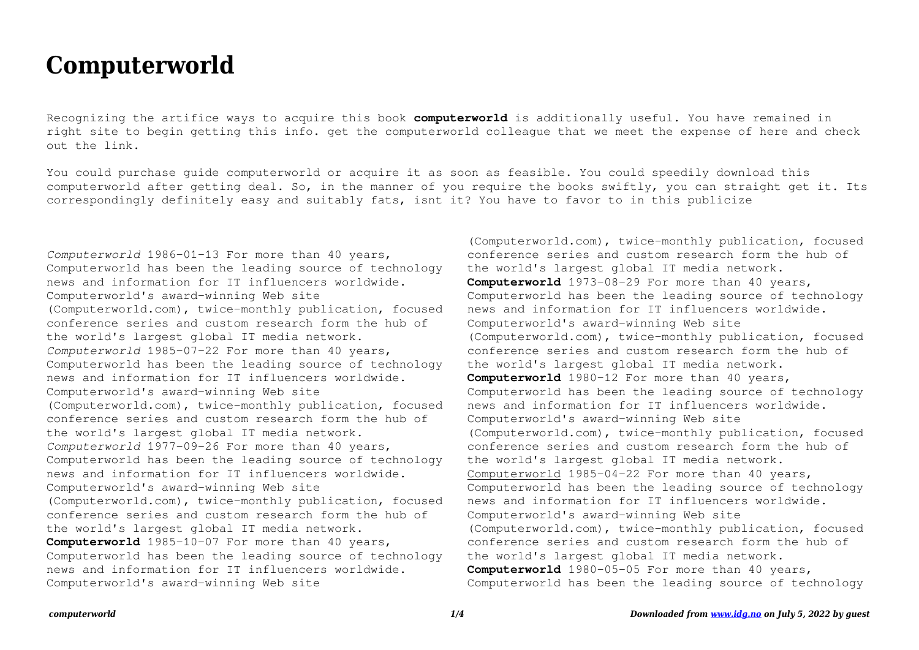# Computerworld

Recognizing the artifice ways to acquire this book **computerworld** is additionally useful. You have remained in right site to begin getting this info. get the computerworld colleague that we meet the expense of here and check out the link.

You could purchase guide computerworld or acquire it as soon as feasible. You could speedily download this computerworld after getting deal. So, in the manner of you require the books swiftly, you can straight get it. Its correspondingly definitely easy and suitably fats, isnt it? You have to favor to in this publicize

*Computerworld* 1986-01-13 For more than 40 years, Computerworld has been the leading source of technology news and information for IT influencers worldwide. Computerworld's award-winning Web site (Computerworld.com), twice-monthly publication, focused conference series and custom research form the hub of the world's largest global IT media network.

*Computerworld* 1985-07-22 For more than 40 years, Computerworld has been the leading source of technology news and information for IT influencers worldwide. Computerworld's award-winning Web site (Computerworld.com), twice-monthly publication, focused conference series and custom research form the hub of the world's largest global IT media network.

*Computerworld* 1977-09-26 For more than 40 years, Computerworld has been the leading source of technology news and information for IT influencers worldwide. Computerworld's award-winning Web site (Computerworld.com), twice-monthly publication, focused conference series and custom research form the hub of the world's largest global IT media network.

**Computerworld** 1985-10-07 For more than 40 years, Computerworld has been the leading source of technology news and information for IT influencers worldwide. Computerworld's award-winning Web site (Computerworld.com), twice-monthly publication, focused conference series and custom research form the hub of the world's largest global IT media network.

**Computerworld** 1973-08-29 For more than 40 years, Computerworld has been the leading source of technology news and information for IT influencers worldwide. Computerworld's award-winning Web site (Computerworld.com), twice-monthly publication, focused conference series and custom research form the hub of the world's largest global IT media network.

**Computerworld** 1980-12 For more than 40 years, Computerworld has been the leading source of technology news and information for IT influencers worldwide. Computerworld's award-winning Web site (Computerworld.com), twice-monthly publication, focused conference series and custom research form the hub of the world's largest global IT media network.

Computerworld 1985-04-22 For more than 40 years, Computerworld has been the leading source of technology news and information for IT influencers worldwide. Computerworld's award-winning Web site (Computerworld.com), twice-monthly publication, focused conference series and custom research form the hub of the world's largest global IT media network.

**Computerworld** 1980-05-05 For more than 40 years, Computerworld has been the leading source of technology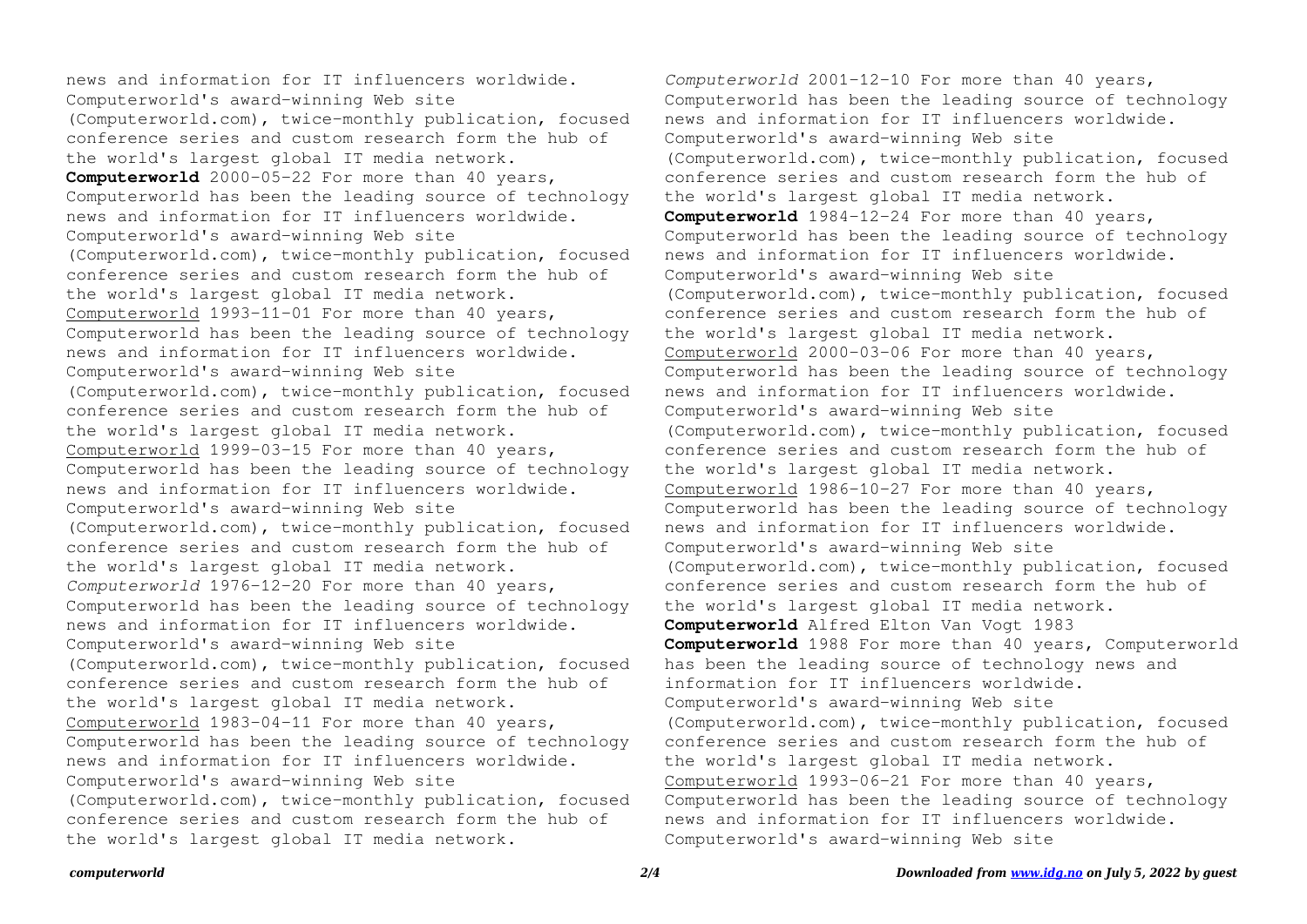news and information for IT influencers worldwide. Computerworld's award-winning Web site (Computerworld.com), twice-monthly publication, focused conference series and custom research form the hub of the world's largest global IT media network.

**Computerworld** 2000-05-22 For more than 40 years, Computerworld has been the leading source of technology news and information for IT influencers worldwide. Computerworld's award-winning Web site (Computerworld.com), twice-monthly publication, focused conference series and custom research form the hub of the world's largest global IT media network.

Computerworld 1993-11-01 For more than 40 years, Computerworld has been the leading source of technology news and information for IT influencers worldwide. Computerworld's award-winning Web site (Computerworld.com), twice-monthly publication, focused conference series and custom research form the hub of the world's largest global IT media network.

Computerworld 1999-03-15 For more than 40 years, Computerworld has been the leading source of technology news and information for IT influencers worldwide. Computerworld's award-winning Web site (Computerworld.com), twice-monthly publication, focused conference series and custom research form the hub of the world's largest global IT media network.

*Computerworld* 1976-12-20 For more than 40 years, Computerworld has been the leading source of technology news and information for IT influencers worldwide. Computerworld's award-winning Web site (Computerworld.com), twice-monthly publication, focused conference series and custom research form the hub of the world's largest global IT media network.

Computerworld 1983-04-11 For more than 40 years, Computerworld has been the leading source of technology news and information for IT influencers worldwide. Computerworld's award-winning Web site (Computerworld.com), twice-monthly publication, focused conference series and custom research form the hub of the world's largest global IT media network.

*Computerworld* 2001-12-10 For more than 40 years, Computerworld has been the leading source of technology news and information for IT influencers worldwide. Computerworld's award-winning Web site (Computerworld.com), twice-monthly publication, focused conference series and custom research form the hub of the world's largest global IT media network.

**Computerworld** 1984-12-24 For more than 40 years, Computerworld has been the leading source of technology news and information for IT influencers worldwide. Computerworld's award-winning Web site (Computerworld.com), twice-monthly publication, focused conference series and custom research form the hub of the world's largest global IT media network.

Computerworld 2000-03-06 For more than 40 years, Computerworld has been the leading source of technology news and information for IT influencers worldwide. Computerworld's award-winning Web site (Computerworld.com), twice-monthly publication, focused conference series and custom research form the hub of the world's largest global IT media network.

Computerworld 1986-10-27 For more than 40 years, Computerworld has been the leading source of technology news and information for IT influencers worldwide. Computerworld's award-winning Web site (Computerworld.com), twice-monthly publication, focused conference series and custom research form the hub of the world's largest global IT media network.

**Computerworld** Alfred Elton Van Vogt 1983

**Computerworld** 1988 For more than 40 years, Computerworld has been the leading source of technology news and information for IT influencers worldwide. Computerworld's award-winning Web site (Computerworld.com), twice-monthly publication, focused conference series and custom research form the hub of the world's largest global IT media network.

Computerworld 1993-06-21 For more than 40 years, Computerworld has been the leading source of technology news and information for IT influencers worldwide. Computerworld's award-winning Web site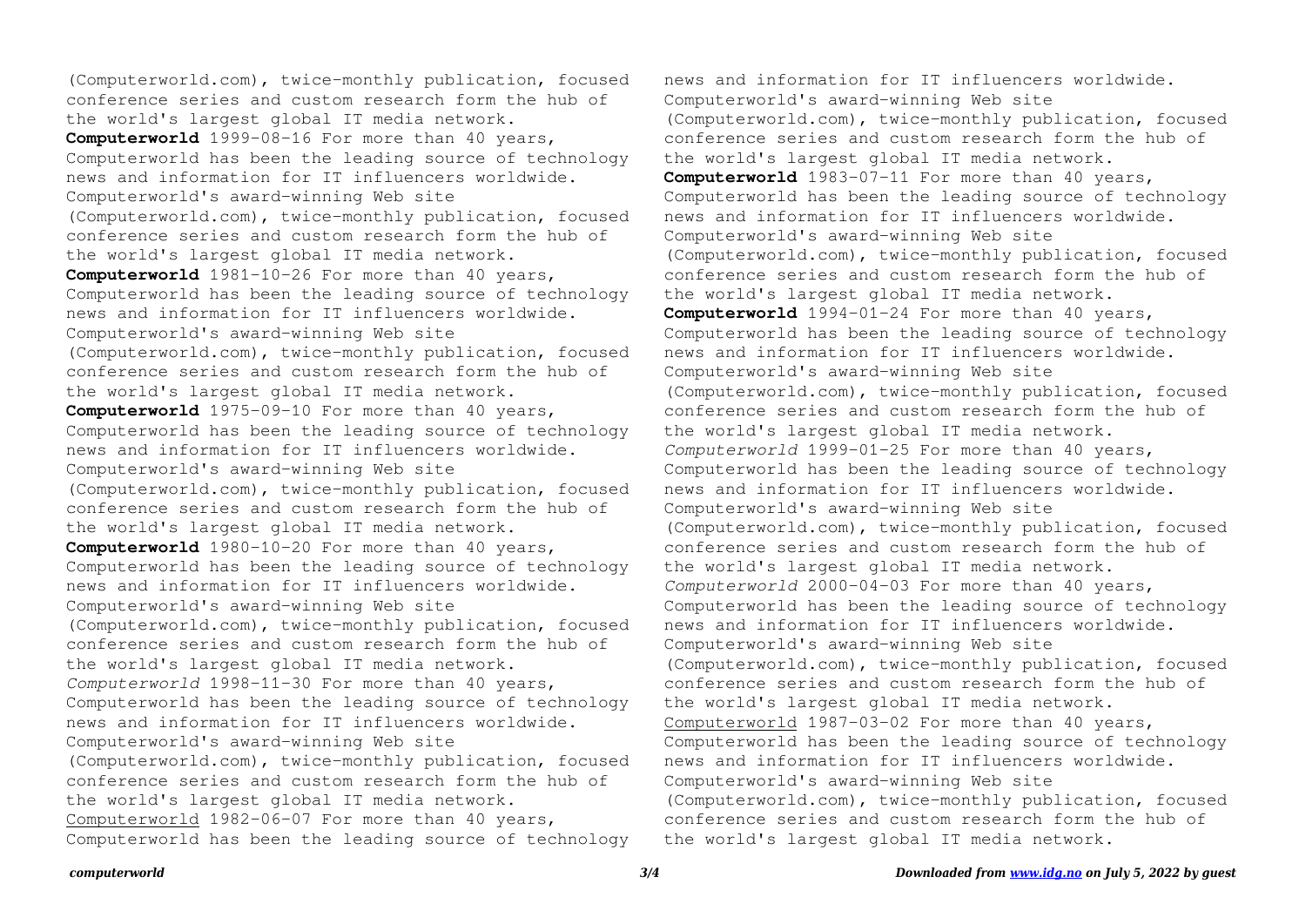(Computerworld.com), twice-monthly publication, focused conference series and custom research form the hub of the world's largest global IT media network.

**Computerworld** 1999-08-16 For more than 40 years, Computerworld has been the leading source of technology news and information for IT influencers worldwide. Computerworld's award-winning Web site (Computerworld.com), twice-monthly publication, focused conference series and custom research form the hub of the world's largest global IT media network.

**Computerworld** 1981-10-26 For more than 40 years, Computerworld has been the leading source of technology news and information for IT influencers worldwide. Computerworld's award-winning Web site (Computerworld.com), twice-monthly publication, focused conference series and custom research form the hub of the world's largest global IT media network.

**Computerworld** 1975-09-10 For more than 40 years, Computerworld has been the leading source of technology news and information for IT influencers worldwide. Computerworld's award-winning Web site (Computerworld.com), twice-monthly publication, focused conference series and custom research form the hub of the world's largest global IT media network.

**Computerworld** 1980-10-20 For more than 40 years, Computerworld has been the leading source of technology news and information for IT influencers worldwide. Computerworld's award-winning Web site (Computerworld.com), twice-monthly publication, focused conference series and custom research form the hub of the world's largest global IT media network.

*Computerworld* 1998-11-30 For more than 40 years, Computerworld has been the leading source of technology news and information for IT influencers worldwide. Computerworld's award-winning Web site (Computerworld.com), twice-monthly publication, focused conference series and custom research form the hub of the world's largest global IT media network.

Computerworld 1982-06-07 For more than 40 years, Computerworld has been the leading source of technology news and information for IT influencers worldwide. Computerworld's award-winning Web site (Computerworld.com), twice-monthly publication, focused conference series and custom research form the hub of the world's largest global IT media network.

**Computerworld** 1983-07-11 For more than 40 years, Computerworld has been the leading source of technology news and information for IT influencers worldwide. Computerworld's award-winning Web site (Computerworld.com), twice-monthly publication, focused conference series and custom research form the hub of the world's largest global IT media network.

**Computerworld** 1994-01-24 For more than 40 years, Computerworld has been the leading source of technology news and information for IT influencers worldwide. Computerworld's award-winning Web site (Computerworld.com), twice-monthly publication, focused conference series and custom research form the hub of the world's largest global IT media network.

*Computerworld* 1999-01-25 For more than 40 years, Computerworld has been the leading source of technology news and information for IT influencers worldwide. Computerworld's award-winning Web site (Computerworld.com), twice-monthly publication, focused conference series and custom research form the hub of the world's largest global IT media network.

*Computerworld* 2000-04-03 For more than 40 years, Computerworld has been the leading source of technology news and information for IT influencers worldwide. Computerworld's award-winning Web site (Computerworld.com), twice-monthly publication, focused conference series and custom research form the hub of the world's largest global IT media network.

Computerworld 1987-03-02 For more than 40 years, Computerworld has been the leading source of technology news and information for IT influencers worldwide. Computerworld's award-winning Web site (Computerworld.com), twice-monthly publication, focused conference series and custom research form the hub of the world's largest global IT media network.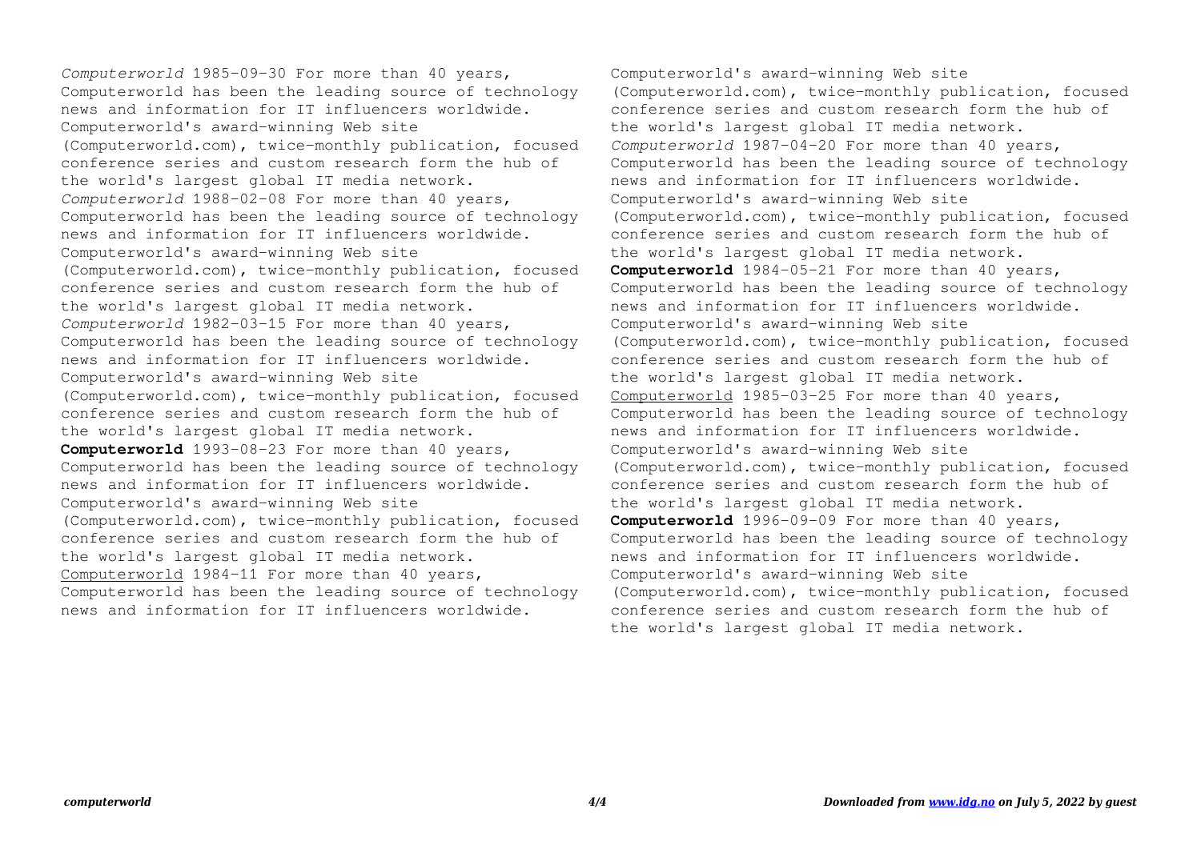*Computerworld* 1985-09-30 For more than 40 years, Computerworld has been the leading source of technology news and information for IT influencers worldwide. Computerworld's award-winning Web site (Computerworld.com), twice-monthly publication, focused conference series and custom research form the hub of the world's largest global IT media network.

*Computerworld* 1988-02-08 For more than 40 years, Computerworld has been the leading source of technology news and information for IT influencers worldwide. Computerworld's award-winning Web site (Computerworld.com), twice-monthly publication, focused conference series and custom research form the hub of the world's largest global IT media network.

*Computerworld* 1982-03-15 For more than 40 years, Computerworld has been the leading source of technology news and information for IT influencers worldwide. Computerworld's award-winning Web site (Computerworld.com), twice-monthly publication, focused conference series and custom research form the hub of the world's largest global IT media network.

**Computerworld** 1993-08-23 For more than 40 years, Computerworld has been the leading source of technology news and information for IT influencers worldwide. Computerworld's award-winning Web site (Computerworld.com), twice-monthly publication, focused conference series and custom research form the hub of the world's largest global IT media network.

Computerworld 1984-11 For more than 40 years, Computerworld has been the leading source of technology news and information for IT influencers worldwide. Computerworld's award-winning Web site (Computerworld.com), twice-monthly publication, focused conference series and custom research form the hub of the world's largest global IT media network.

*Computerworld* 1987-04-20 For more than 40 years, Computerworld has been the leading source of technology news and information for IT influencers worldwide. Computerworld's award-winning Web site (Computerworld.com), twice-monthly publication, focused conference series and custom research form the hub of the world's largest global IT media network.

**Computerworld** 1984-05-21 For more than 40 years, Computerworld has been the leading source of technology news and information for IT influencers worldwide. Computerworld's award-winning Web site (Computerworld.com), twice-monthly publication, focused conference series and custom research form the hub of the world's largest global IT media network.

Computerworld 1985-03-25 For more than 40 years, Computerworld has been the leading source of technology news and information for IT influencers worldwide. Computerworld's award-winning Web site (Computerworld.com), twice-monthly publication, focused conference series and custom research form the hub of the world's largest global IT media network.

**Computerworld** 1996-09-09 For more than 40 years, Computerworld has been the leading source of technology news and information for IT influencers worldwide. Computerworld's award-winning Web site (Computerworld.com), twice-monthly publication, focused conference series and custom research form the hub of the world's largest global IT media network.